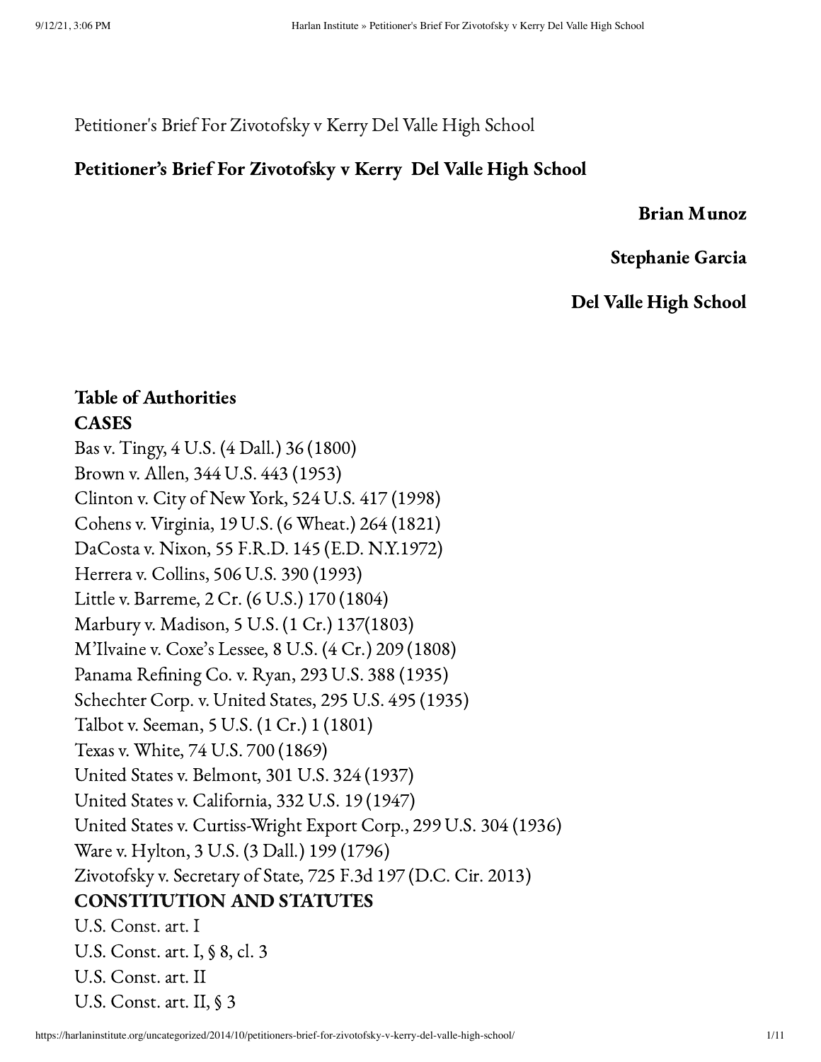Petitioner's Brief For Zivotofsky v Kerry Del Valle High School

# Petitioner's Brief For Zivotofsky v Kerry  Del Valle High School

**Brian Munoz**

**Stephanie Garcia**

**Del Valle High School**

## Table of Authorities

### CASES

Bas v. Tingy, 4 U.S. (4 Dall.) 36 (1800)
Brown v. Allen, 344 U.S. 443 (1953)
Clinton v. City of New York, 524 U.S. 417 (1998)
Cohens v. Virginia, 19 U.S. (6 Wheat.) 264 (1821)
DaCosta v. Nixon, 55 F.R.D. 145 (E.D. N.Y.1972)
Herrera v. Collins, 506 U.S. 390 (1993)
Little v. Barreme, 2 Cr. (6 U.S.) 170 (1804)
Marbury v. Madison, 5 U.S. (1 Cr.) 137(1803)
M'Ilvaine v. Coxe's Lessee, 8 U.S. (4 Cr.) 209 (1808)
Panama Refining Co. v. Ryan, 293 U.S. 388 (1935)
Schechter Corp. v. United States, 295 U.S. 495 (1935)
Talbot v. Seeman, 5 U.S. (1 Cr.) 1 (1801)
Texas v. White, 74 U.S. 700 (1869)
United States v. Belmont, 301 U.S. 324 (1937)
United States v. California, 332 U.S. 19 (1947)
United States v. Curtiss-Wright Export Corp., 299 U.S. 304 (1936)
Ware v. Hylton, 3 U.S. (3 Dall.) 199 (1796)
Zivotofsky v. Secretary of State, 725 F.3d 197 (D.C. Cir. 2013)

### CONSTITUTION AND STATUTES

U.S. Const. art. I
U.S. Const. art. I, § 8, cl. 3
U.S. Const. art. II
U.S. Const. art. II, § 3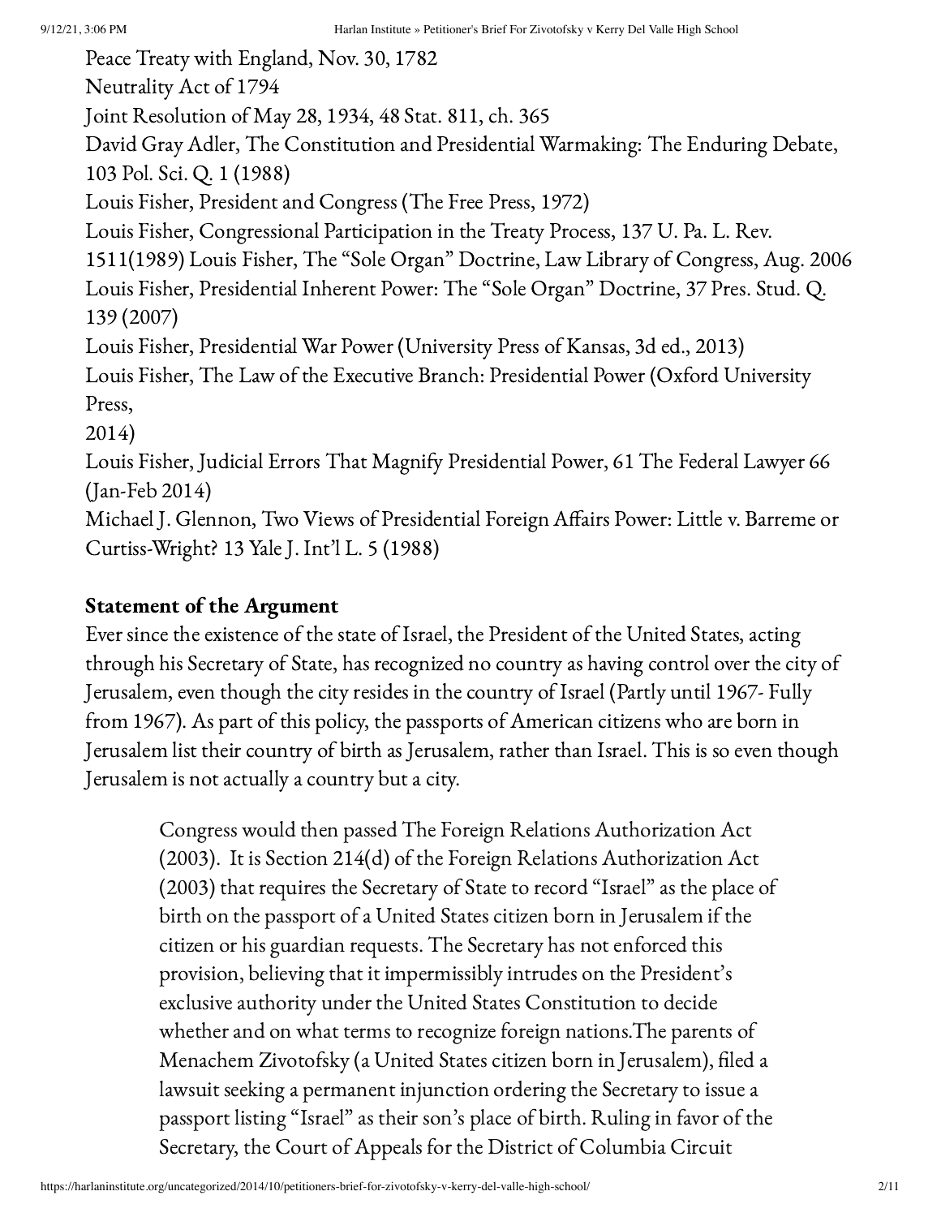Peace Treaty with England, Nov. 30, 1782
Neutrality Act of 1794
Joint Resolution of May 28, 1934, 48 Stat. 811, ch. 365
David Gray Adler, The Constitution and Presidential Warmaking: The Enduring Debate, 103 Pol. Sci. Q. 1 (1988)
Louis Fisher, President and Congress (The Free Press, 1972)
Louis Fisher, Congressional Participation in the Treaty Process, 137 U. Pa. L. Rev. 1511(1989) Louis Fisher, The "Sole Organ" Doctrine, Law Library of Congress, Aug. 2006
Louis Fisher, Presidential Inherent Power: The "Sole Organ" Doctrine, 37 Pres. Stud. Q. 139 (2007)
Louis Fisher, Presidential War Power (University Press of Kansas, 3d ed., 2013)
Louis Fisher, The Law of the Executive Branch: Presidential Power (Oxford University Press,
2014)
Louis Fisher, Judicial Errors That Magnify Presidential Power, 61 The Federal Lawyer 66 (Jan-Feb 2014)
Michael J. Glennon, Two Views of Presidential Foreign Affairs Power: Little v. Barreme or Curtiss-Wright? 13 Yale J. Int'l L. 5 (1988)

**Statement of the Argument**

Ever since the existence of the state of Israel, the President of the United States, acting through his Secretary of State, has recognized no country as having control over the city of Jerusalem, even though the city resides in the country of Israel (Partly until 1967- Fully from 1967). As part of this policy, the passports of American citizens who are born in Jerusalem list their country of birth as Jerusalem, rather than Israel. This is so even though Jerusalem is not actually a country but a city.

> Congress would then passed The Foreign Relations Authorization Act (2003). It is Section 214(d) of the Foreign Relations Authorization Act (2003) that requires the Secretary of State to record "Israel" as the place of birth on the passport of a United States citizen born in Jerusalem if the citizen or his guardian requests. The Secretary has not enforced this provision, believing that it impermissibly intrudes on the President's exclusive authority under the United States Constitution to decide whether and on what terms to recognize foreign nations.The parents of Menachem Zivotofsky (a United States citizen born in Jerusalem), filed a lawsuit seeking a permanent injunction ordering the Secretary to issue a passport listing "Israel" as their son's place of birth. Ruling in favor of the Secretary, the Court of Appeals for the District of Columbia Circuit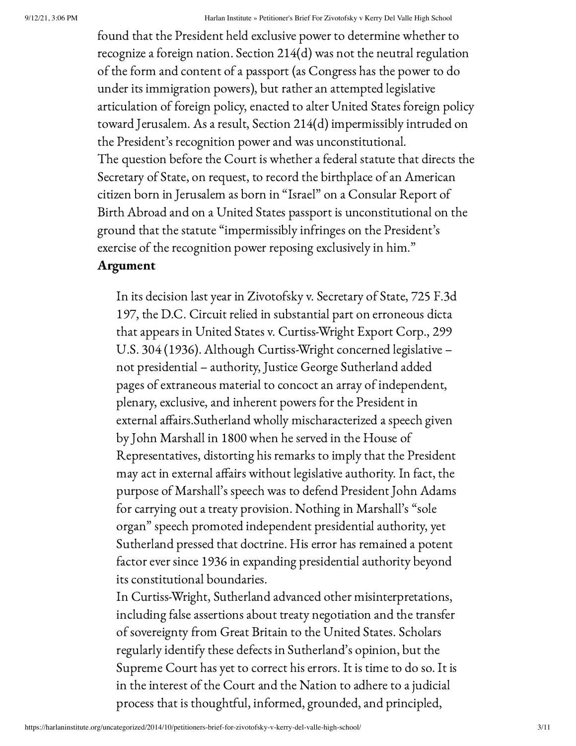found that the President held exclusive power to determine whether to recognize a foreign nation. Section 214(d) was not the neutral regulation of the form and content of a passport (as Congress has the power to do under its immigration powers), but rather an attempted legislative articulation of foreign policy, enacted to alter United States foreign policy toward Jerusalem. As a result, Section 214(d) impermissibly intruded on the President's recognition power and was unconstitutional.

The question before the Court is whether a federal statute that directs the Secretary of State, on request, to record the birthplace of an American citizen born in Jerusalem as born in "Israel" on a Consular Report of Birth Abroad and on a United States passport is unconstitutional on the ground that the statute "impermissibly infringes on the President's exercise of the recognition power reposing exclusively in him."

**Argument**

> In its decision last year in Zivotofsky v. Secretary of State, 725 F.3d 197, the D.C. Circuit relied in substantial part on erroneous dicta that appears in United States v. Curtiss-Wright Export Corp., 299 U.S. 304 (1936). Although Curtiss-Wright concerned legislative – not presidential – authority, Justice George Sutherland added pages of extraneous material to concoct an array of independent, plenary, exclusive, and inherent powers for the President in external affairs.Sutherland wholly mischaracterized a speech given by John Marshall in 1800 when he served in the House of Representatives, distorting his remarks to imply that the President may act in external affairs without legislative authority. In fact, the purpose of Marshall's speech was to defend President John Adams for carrying out a treaty provision. Nothing in Marshall's "sole organ" speech promoted independent presidential authority, yet Sutherland pressed that doctrine. His error has remained a potent factor ever since 1936 in expanding presidential authority beyond its constitutional boundaries.
>
> In Curtiss-Wright, Sutherland advanced other misinterpretations, including false assertions about treaty negotiation and the transfer of sovereignty from Great Britain to the United States. Scholars regularly identify these defects in Sutherland's opinion, but the Supreme Court has yet to correct his errors. It is time to do so. It is in the interest of the Court and the Nation to adhere to a judicial process that is thoughtful, informed, grounded, and principled,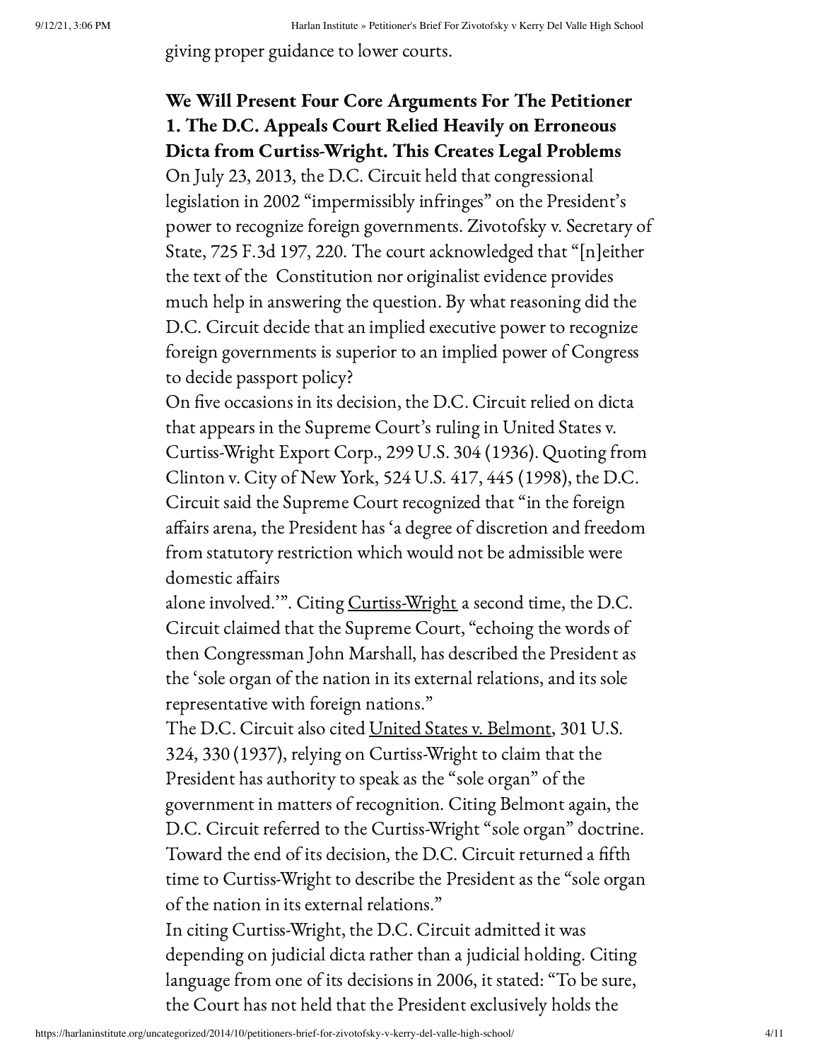giving proper guidance to lower courts.

**We Will Present Four Core Arguments For The Petitioner**
**1. The D.C. Appeals Court Relied Heavily on Erroneous Dicta from Curtiss-Wright. This Creates Legal Problems**

On July 23, 2013, the D.C. Circuit held that congressional legislation in 2002 "impermissibly infringes" on the President's power to recognize foreign governments. Zivotofsky v. Secretary of State, 725 F.3d 197, 220. The court acknowledged that "[n]either the text of the Constitution nor originalist evidence provides much help in answering the question. By what reasoning did the D.C. Circuit decide that an implied executive power to recognize foreign governments is superior to an implied power of Congress to decide passport policy?

On five occasions in its decision, the D.C. Circuit relied on dicta that appears in the Supreme Court's ruling in United States v. Curtiss-Wright Export Corp., 299 U.S. 304 (1936). Quoting from Clinton v. City of New York, 524 U.S. 417, 445 (1998), the D.C. Circuit said the Supreme Court recognized that "in the foreign affairs arena, the President has 'a degree of discretion and freedom from statutory restriction which would not be admissible were domestic affairs alone involved.'". Citing Curtiss-Wright a second time, the D.C. Circuit claimed that the Supreme Court, "echoing the words of then Congressman John Marshall, has described the President as the 'sole organ of the nation in its external relations, and its sole representative with foreign nations."

The D.C. Circuit also cited United States v. Belmont, 301 U.S. 324, 330 (1937), relying on Curtiss-Wright to claim that the President has authority to speak as the "sole organ" of the government in matters of recognition. Citing Belmont again, the D.C. Circuit referred to the Curtiss-Wright "sole organ" doctrine. Toward the end of its decision, the D.C. Circuit returned a fifth time to Curtiss-Wright to describe the President as the "sole organ of the nation in its external relations."

In citing Curtiss-Wright, the D.C. Circuit admitted it was depending on judicial dicta rather than a judicial holding. Citing language from one of its decisions in 2006, it stated: "To be sure, the Court has not held that the President exclusively holds the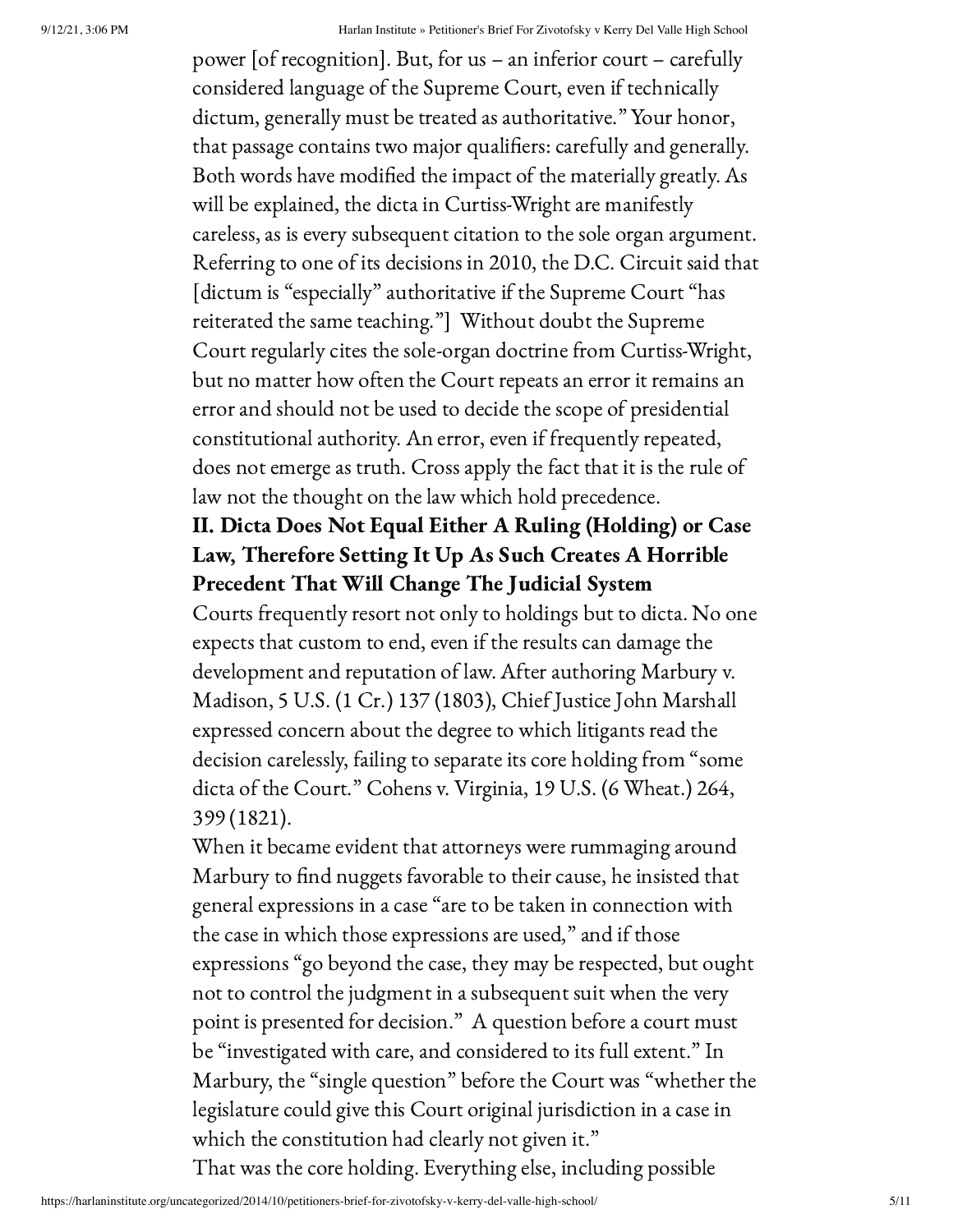power [of recognition]. But, for us – an inferior court – carefully considered language of the Supreme Court, even if technically dictum, generally must be treated as authoritative." Your honor, that passage contains two major qualifiers: carefully and generally. Both words have modified the impact of the materially greatly. As will be explained, the dicta in Curtiss-Wright are manifestly careless, as is every subsequent citation to the sole organ argument. Referring to one of its decisions in 2010, the D.C. Circuit said that [dictum is "especially" authoritative if the Supreme Court "has reiterated the same teaching."] Without doubt the Supreme Court regularly cites the sole-organ doctrine from Curtiss-Wright, but no matter how often the Court repeats an error it remains an error and should not be used to decide the scope of presidential constitutional authority. An error, even if frequently repeated, does not emerge as truth. Cross apply the fact that it is the rule of law not the thought on the law which hold precedence.

**II. Dicta Does Not Equal Either A Ruling (Holding) or Case Law, Therefore Setting It Up As Such Creates A Horrible Precedent That Will Change The Judicial System**

Courts frequently resort not only to holdings but to dicta. No one expects that custom to end, even if the results can damage the development and reputation of law. After authoring Marbury v. Madison, 5 U.S. (1 Cr.) 137 (1803), Chief Justice John Marshall expressed concern about the degree to which litigants read the decision carelessly, failing to separate its core holding from "some dicta of the Court." Cohens v. Virginia, 19 U.S. (6 Wheat.) 264, 399 (1821).

When it became evident that attorneys were rummaging around Marbury to find nuggets favorable to their cause, he insisted that general expressions in a case "are to be taken in connection with the case in which those expressions are used," and if those expressions "go beyond the case, they may be respected, but ought not to control the judgment in a subsequent suit when the very point is presented for decision." A question before a court must be "investigated with care, and considered to its full extent." In Marbury, the "single question" before the Court was "whether the legislature could give this Court original jurisdiction in a case in which the constitution had clearly not given it."

That was the core holding. Everything else, including possible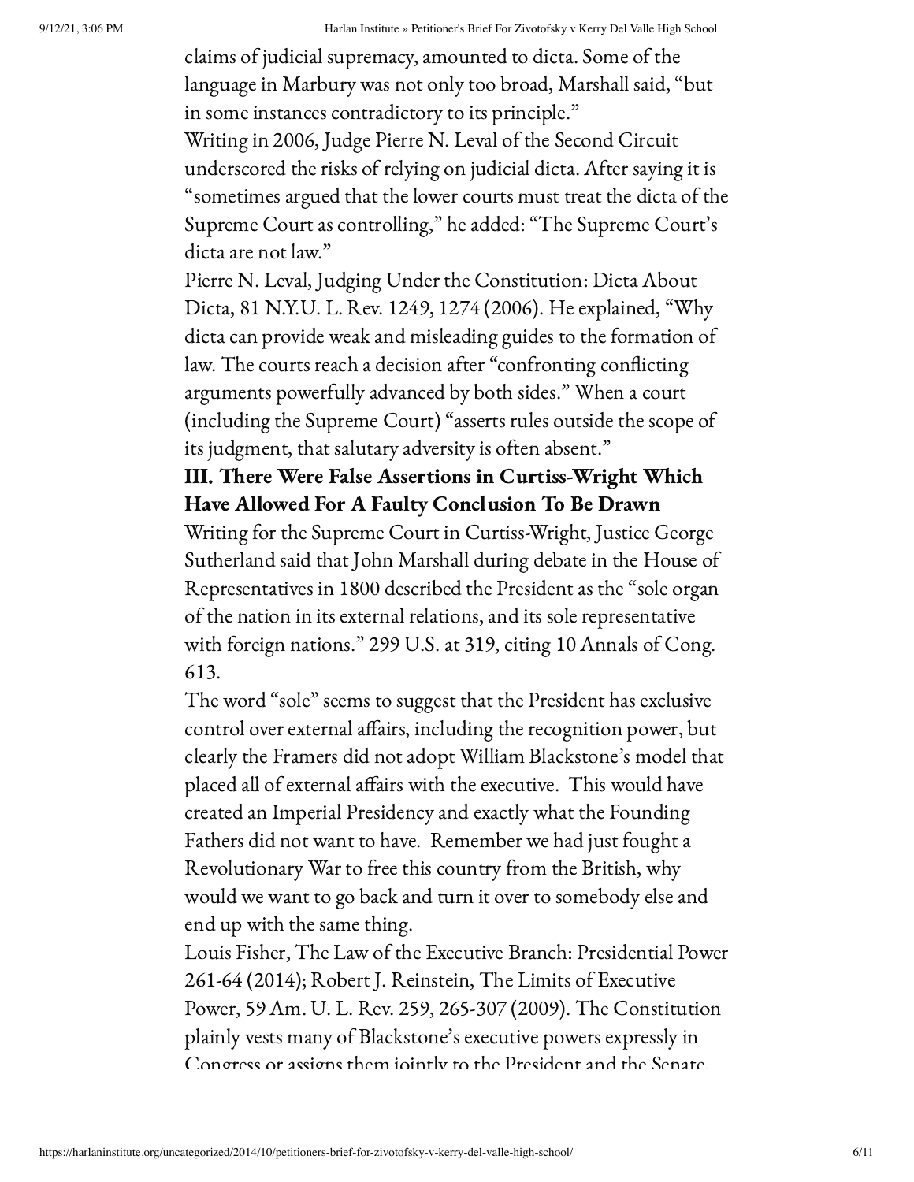claims of judicial supremacy, amounted to dicta. Some of the language in Marbury was not only too broad, Marshall said, "but in some instances contradictory to its principle."

Writing in 2006, Judge Pierre N. Leval of the Second Circuit underscored the risks of relying on judicial dicta. After saying it is "sometimes argued that the lower courts must treat the dicta of the Supreme Court as controlling," he added: "The Supreme Court's dicta are not law."

Pierre N. Leval, Judging Under the Constitution: Dicta About Dicta, 81 N.Y.U. L. Rev. 1249, 1274 (2006). He explained, "Why dicta can provide weak and misleading guides to the formation of law. The courts reach a decision after "confronting conflicting arguments powerfully advanced by both sides." When a court (including the Supreme Court) "asserts rules outside the scope of its judgment, that salutary adversity is often absent."

### III. There Were False Assertions in Curtiss-Wright Which Have Allowed For A Faulty Conclusion To Be Drawn

Writing for the Supreme Court in Curtiss-Wright, Justice George Sutherland said that John Marshall during debate in the House of Representatives in 1800 described the President as the "sole organ of the nation in its external relations, and its sole representative with foreign nations." 299 U.S. at 319, citing 10 Annals of Cong. 613.

The word "sole" seems to suggest that the President has exclusive control over external affairs, including the recognition power, but clearly the Framers did not adopt William Blackstone's model that placed all of external affairs with the executive. This would have created an Imperial Presidency and exactly what the Founding Fathers did not want to have. Remember we had just fought a Revolutionary War to free this country from the British, why would we want to go back and turn it over to somebody else and end up with the same thing.

Louis Fisher, The Law of the Executive Branch: Presidential Power 261-64 (2014); Robert J. Reinstein, The Limits of Executive Power, 59 Am. U. L. Rev. 259, 265-307 (2009). The Constitution plainly vests many of Blackstone's executive powers expressly in Congress or assigns them jointly to the President and the Senate.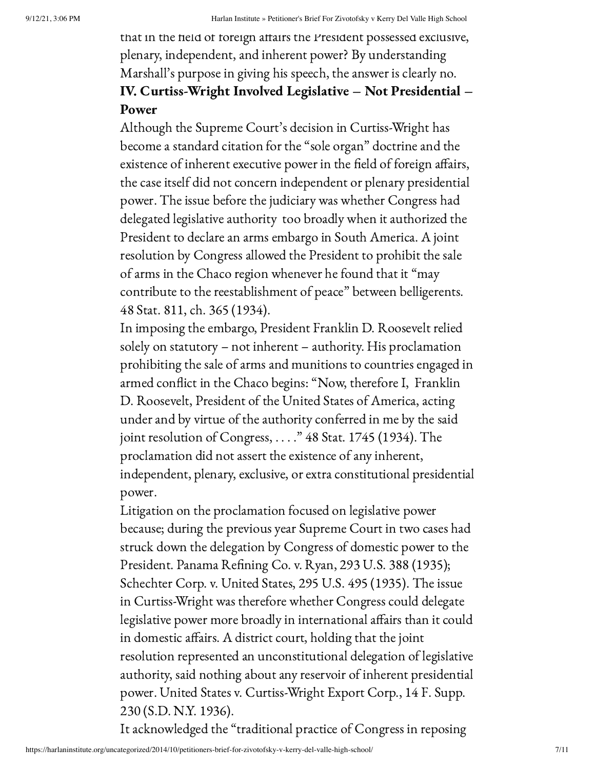that in the field of foreign affairs the President possessed exclusive, plenary, independent, and inherent power? By understanding Marshall's purpose in giving his speech, the answer is clearly no.

## IV. Curtiss-Wright Involved Legislative – Not Presidential – Power

Although the Supreme Court's decision in Curtiss-Wright has become a standard citation for the "sole organ" doctrine and the existence of inherent executive power in the field of foreign affairs, the case itself did not concern independent or plenary presidential power. The issue before the judiciary was whether Congress had delegated legislative authority too broadly when it authorized the President to declare an arms embargo in South America. A joint resolution by Congress allowed the President to prohibit the sale of arms in the Chaco region whenever he found that it "may contribute to the reestablishment of peace" between belligerents. 48 Stat. 811, ch. 365 (1934).

In imposing the embargo, President Franklin D. Roosevelt relied solely on statutory – not inherent – authority. His proclamation prohibiting the sale of arms and munitions to countries engaged in armed conflict in the Chaco begins: "Now, therefore I, Franklin D. Roosevelt, President of the United States of America, acting under and by virtue of the authority conferred in me by the said joint resolution of Congress, . . . ." 48 Stat. 1745 (1934). The proclamation did not assert the existence of any inherent, independent, plenary, exclusive, or extra constitutional presidential power.

Litigation on the proclamation focused on legislative power because; during the previous year Supreme Court in two cases had struck down the delegation by Congress of domestic power to the President. Panama Refining Co. v. Ryan, 293 U.S. 388 (1935); Schechter Corp. v. United States, 295 U.S. 495 (1935). The issue in Curtiss-Wright was therefore whether Congress could delegate legislative power more broadly in international affairs than it could in domestic affairs. A district court, holding that the joint resolution represented an unconstitutional delegation of legislative authority, said nothing about any reservoir of inherent presidential power. United States v. Curtiss-Wright Export Corp., 14 F. Supp. 230 (S.D. N.Y. 1936).

It acknowledged the "traditional practice of Congress in reposing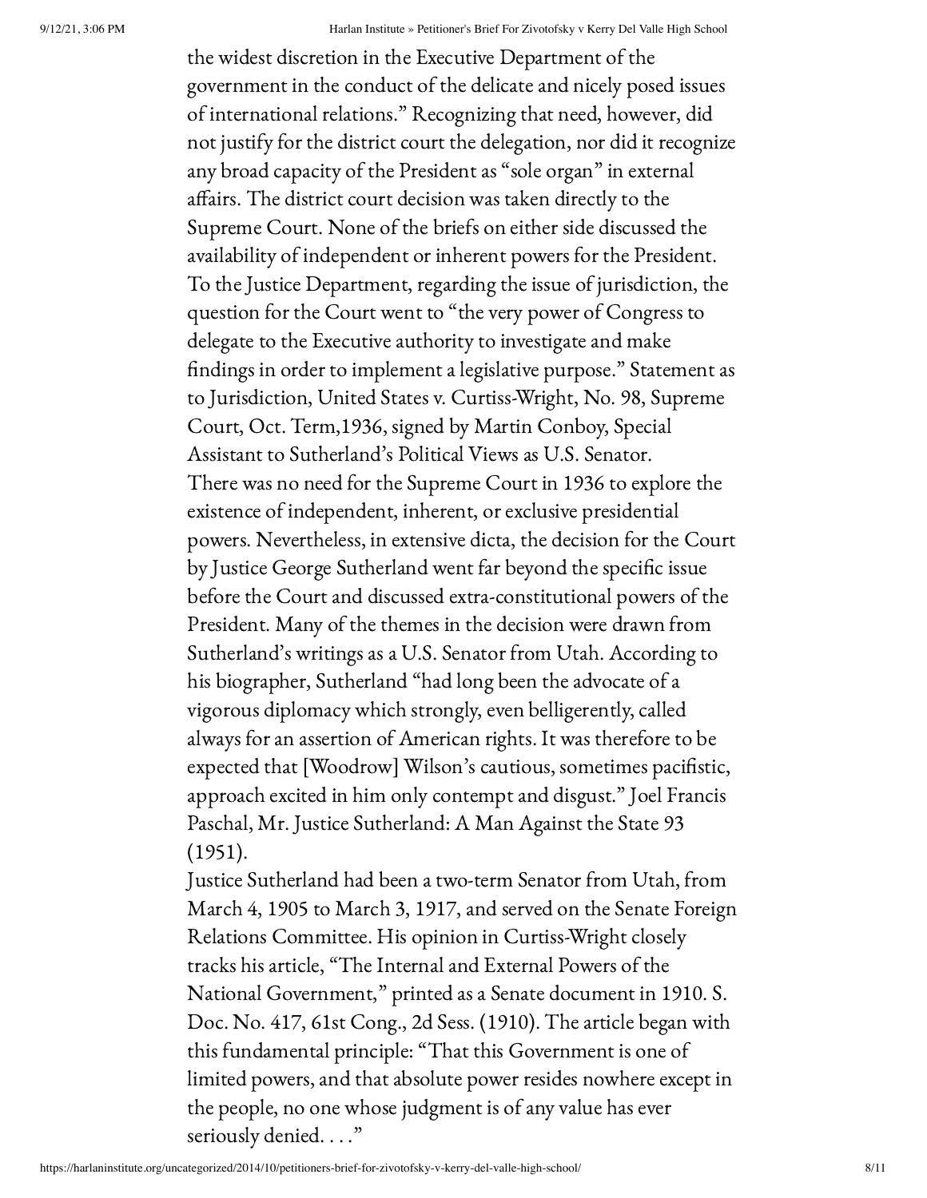the widest discretion in the Executive Department of the government in the conduct of the delicate and nicely posed issues of international relations." Recognizing that need, however, did not justify for the district court the delegation, nor did it recognize any broad capacity of the President as "sole organ" in external affairs. The district court decision was taken directly to the Supreme Court. None of the briefs on either side discussed the availability of independent or inherent powers for the President. To the Justice Department, regarding the issue of jurisdiction, the question for the Court went to "the very power of Congress to delegate to the Executive authority to investigate and make findings in order to implement a legislative purpose." Statement as to Jurisdiction, United States v. Curtiss-Wright, No. 98, Supreme Court, Oct. Term,1936, signed by Martin Conboy, Special Assistant to Sutherland's Political Views as U.S. Senator.

There was no need for the Supreme Court in 1936 to explore the existence of independent, inherent, or exclusive presidential powers. Nevertheless, in extensive dicta, the decision for the Court by Justice George Sutherland went far beyond the specific issue before the Court and discussed extra-constitutional powers of the President. Many of the themes in the decision were drawn from Sutherland's writings as a U.S. Senator from Utah. According to his biographer, Sutherland "had long been the advocate of a vigorous diplomacy which strongly, even belligerently, called always for an assertion of American rights. It was therefore to be expected that [Woodrow] Wilson's cautious, sometimes pacifistic, approach excited in him only contempt and disgust." Joel Francis Paschal, Mr. Justice Sutherland: A Man Against the State 93 (1951).

Justice Sutherland had been a two-term Senator from Utah, from March 4, 1905 to March 3, 1917, and served on the Senate Foreign Relations Committee. His opinion in Curtiss-Wright closely tracks his article, "The Internal and External Powers of the National Government," printed as a Senate document in 1910. S. Doc. No. 417, 61st Cong., 2d Sess. (1910). The article began with this fundamental principle: "That this Government is one of limited powers, and that absolute power resides nowhere except in the people, no one whose judgment is of any value has ever seriously denied. . . ."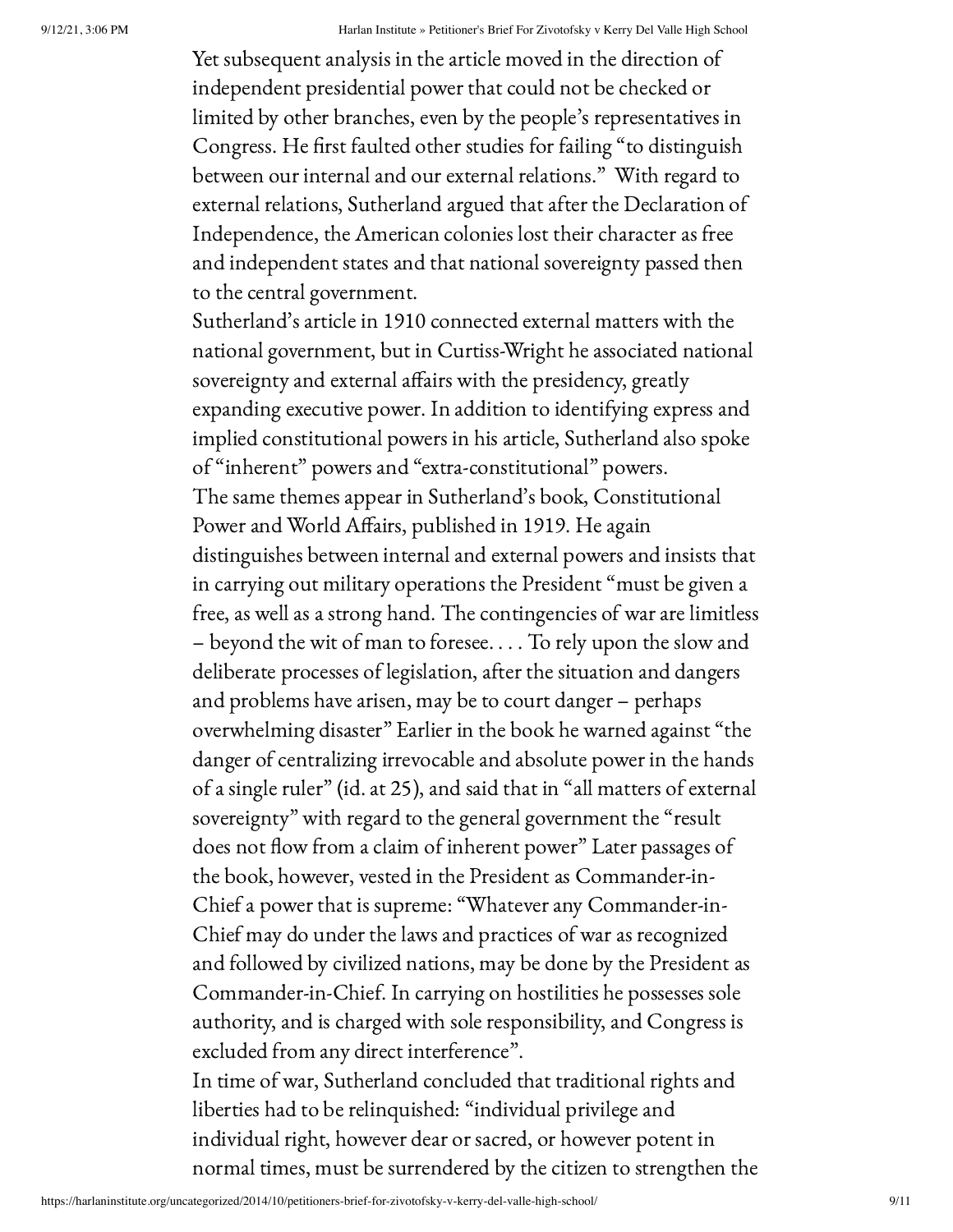Yet subsequent analysis in the article moved in the direction of independent presidential power that could not be checked or limited by other branches, even by the people's representatives in Congress. He first faulted other studies for failing "to distinguish between our internal and our external relations." With regard to external relations, Sutherland argued that after the Declaration of Independence, the American colonies lost their character as free and independent states and that national sovereignty passed then to the central government.

Sutherland's article in 1910 connected external matters with the national government, but in Curtiss-Wright he associated national sovereignty and external affairs with the presidency, greatly expanding executive power. In addition to identifying express and implied constitutional powers in his article, Sutherland also spoke of "inherent" powers and "extra-constitutional" powers.

The same themes appear in Sutherland's book, Constitutional Power and World Affairs, published in 1919. He again distinguishes between internal and external powers and insists that in carrying out military operations the President "must be given a free, as well as a strong hand. The contingencies of war are limitless – beyond the wit of man to foresee. . . . To rely upon the slow and deliberate processes of legislation, after the situation and dangers and problems have arisen, may be to court danger – perhaps overwhelming disaster" Earlier in the book he warned against "the danger of centralizing irrevocable and absolute power in the hands of a single ruler" (id. at 25), and said that in "all matters of external sovereignty" with regard to the general government the "result does not flow from a claim of inherent power" Later passages of the book, however, vested in the President as Commander-in-Chief a power that is supreme: "Whatever any Commander-in-Chief may do under the laws and practices of war as recognized and followed by civilized nations, may be done by the President as Commander-in-Chief. In carrying on hostilities he possesses sole authority, and is charged with sole responsibility, and Congress is excluded from any direct interference".

In time of war, Sutherland concluded that traditional rights and liberties had to be relinquished: "individual privilege and individual right, however dear or sacred, or however potent in normal times, must be surrendered by the citizen to strengthen the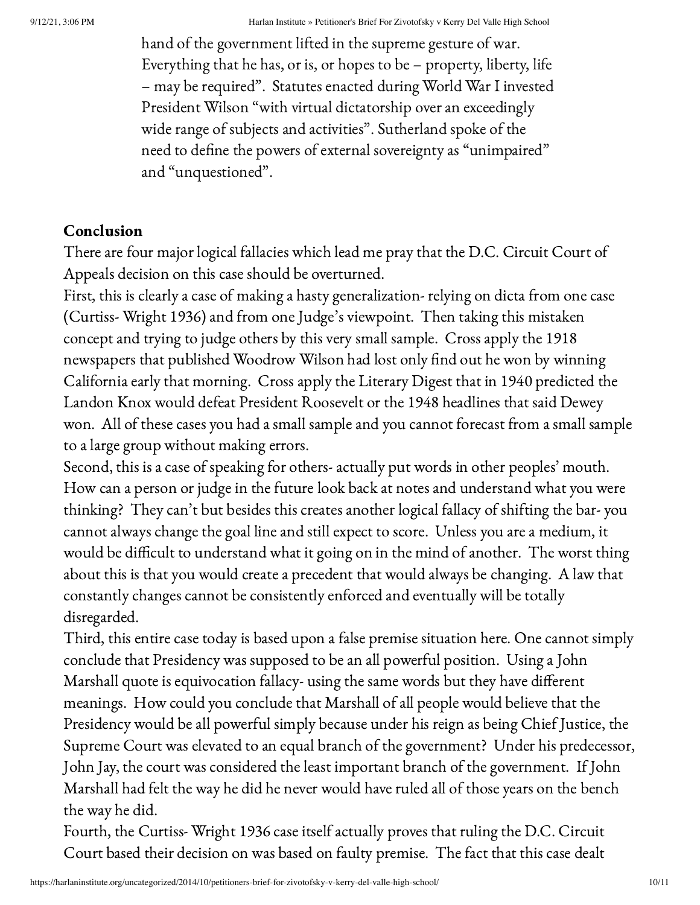hand of the government lifted in the supreme gesture of war. Everything that he has, or is, or hopes to be – property, liberty, life – may be required". Statutes enacted during World War I invested President Wilson "with virtual dictatorship over an exceedingly wide range of subjects and activities". Sutherland spoke of the need to define the powers of external sovereignty as "unimpaired" and "unquestioned".

**Conclusion**

There are four major logical fallacies which lead me pray that the D.C. Circuit Court of Appeals decision on this case should be overturned.

First, this is clearly a case of making a hasty generalization- relying on dicta from one case (Curtiss- Wright 1936) and from one Judge's viewpoint. Then taking this mistaken concept and trying to judge others by this very small sample. Cross apply the 1918 newspapers that published Woodrow Wilson had lost only find out he won by winning California early that morning. Cross apply the Literary Digest that in 1940 predicted the Landon Knox would defeat President Roosevelt or the 1948 headlines that said Dewey won. All of these cases you had a small sample and you cannot forecast from a small sample to a large group without making errors.

Second, this is a case of speaking for others- actually put words in other peoples' mouth. How can a person or judge in the future look back at notes and understand what you were thinking? They can't but besides this creates another logical fallacy of shifting the bar- you cannot always change the goal line and still expect to score. Unless you are a medium, it would be difficult to understand what it going on in the mind of another. The worst thing about this is that you would create a precedent that would always be changing. A law that constantly changes cannot be consistently enforced and eventually will be totally disregarded.

Third, this entire case today is based upon a false premise situation here. One cannot simply conclude that Presidency was supposed to be an all powerful position. Using a John Marshall quote is equivocation fallacy- using the same words but they have different meanings. How could you conclude that Marshall of all people would believe that the Presidency would be all powerful simply because under his reign as being Chief Justice, the Supreme Court was elevated to an equal branch of the government? Under his predecessor, John Jay, the court was considered the least important branch of the government. If John Marshall had felt the way he did he never would have ruled all of those years on the bench the way he did.

Fourth, the Curtiss- Wright 1936 case itself actually proves that ruling the D.C. Circuit Court based their decision on was based on faulty premise. The fact that this case dealt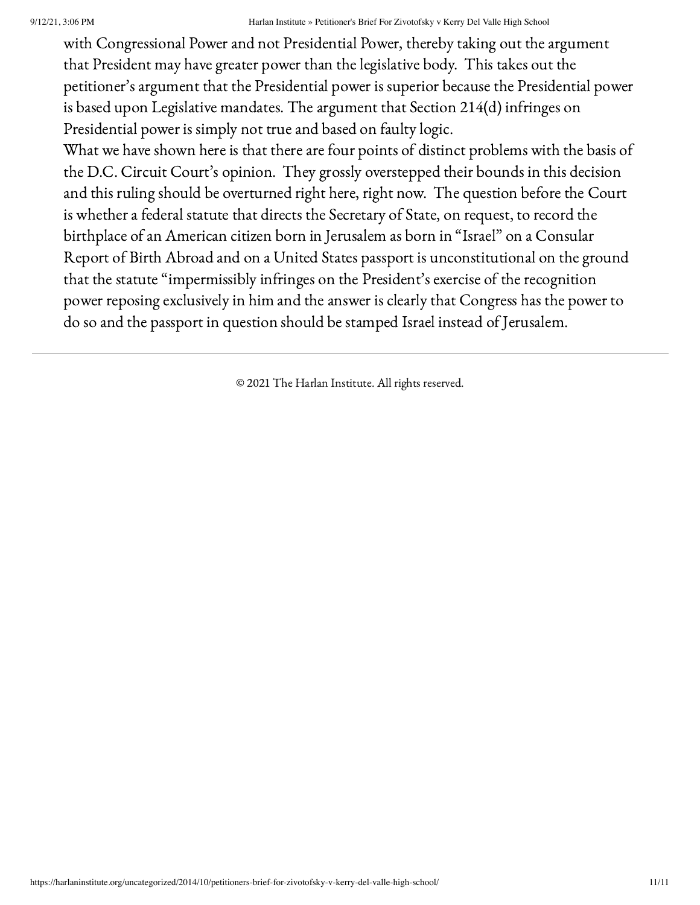with Congressional Power and not Presidential Power, thereby taking out the argument that President may have greater power than the legislative body. This takes out the petitioner's argument that the Presidential power is superior because the Presidential power is based upon Legislative mandates. The argument that Section 214(d) infringes on Presidential power is simply not true and based on faulty logic.

What we have shown here is that there are four points of distinct problems with the basis of the D.C. Circuit Court's opinion. They grossly overstepped their bounds in this decision and this ruling should be overturned right here, right now. The question before the Court is whether a federal statute that directs the Secretary of State, on request, to record the birthplace of an American citizen born in Jerusalem as born in "Israel" on a Consular Report of Birth Abroad and on a United States passport is unconstitutional on the ground that the statute "impermissibly infringes on the President's exercise of the recognition power reposing exclusively in him and the answer is clearly that Congress has the power to do so and the passport in question should be stamped Israel instead of Jerusalem.

© 2021 The Harlan Institute. All rights reserved.